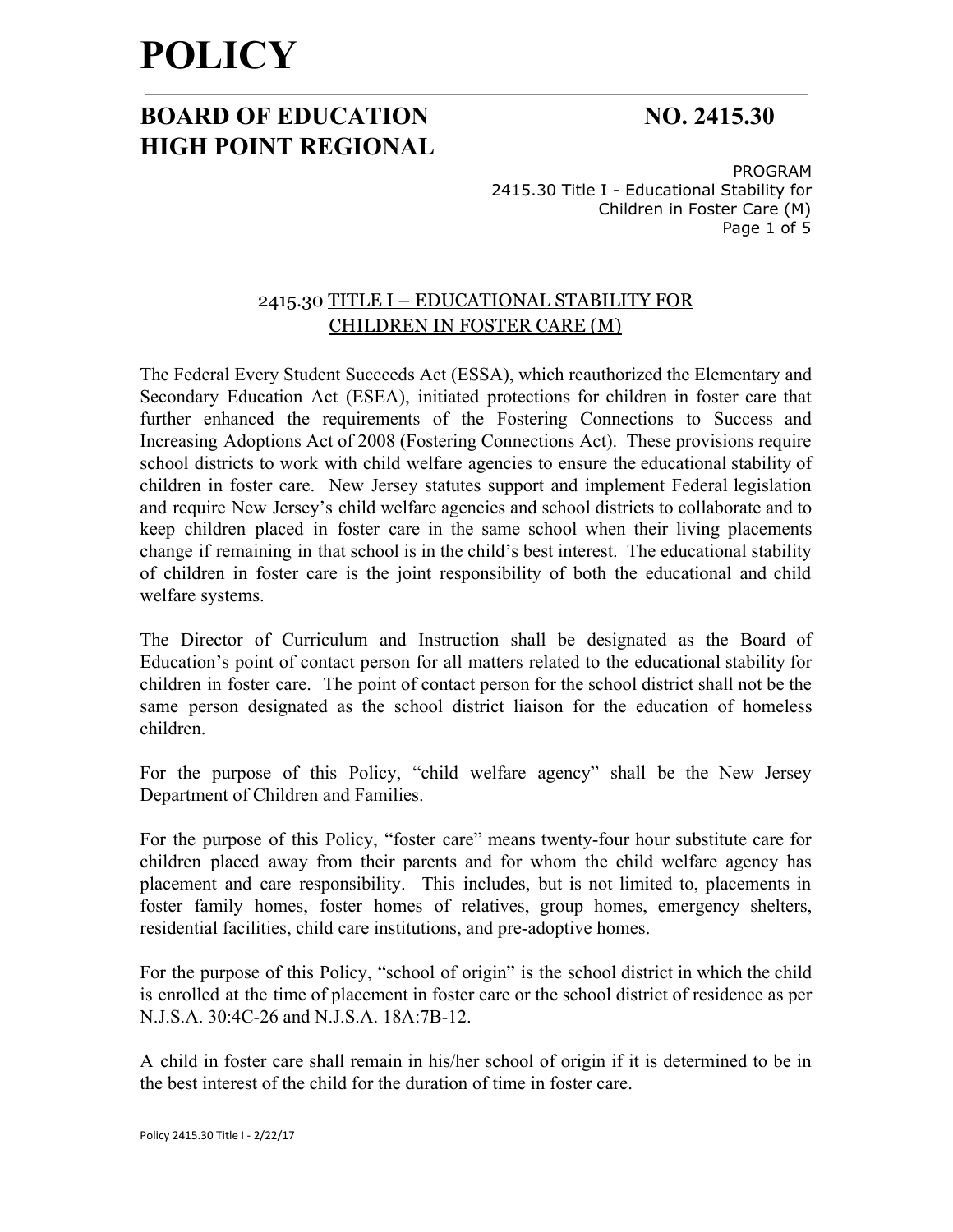# POLICY

## BOARD OF EDUCATION NO. 2415.30
## HIGH POINT REGIONAL

PROGRAM
2415.30 Title I - Educational Stability for Children in Foster Care (M)

### 2415.30 TITLE I – EDUCATIONAL STABILITY FOR CHILDREN IN FOSTER CARE (M)

The Federal Every Student Succeeds Act (ESSA), which reauthorized the Elementary and Secondary Education Act (ESEA), initiated protections for children in foster care that further enhanced the requirements of the Fostering Connections to Success and Increasing Adoptions Act of 2008 (Fostering Connections Act). These provisions require school districts to work with child welfare agencies to ensure the educational stability of children in foster care. New Jersey statutes support and implement Federal legislation and require New Jersey's child welfare agencies and school districts to collaborate and to keep children placed in foster care in the same school when their living placements change if remaining in that school is in the child's best interest. The educational stability of children in foster care is the joint responsibility of both the educational and child welfare systems.

The Director of Curriculum and Instruction shall be designated as the Board of Education's point of contact person for all matters related to the educational stability for children in foster care. The point of contact person for the school district shall not be the same person designated as the school district liaison for the education of homeless children.

For the purpose of this Policy, "child welfare agency" shall be the New Jersey Department of Children and Families.

For the purpose of this Policy, "foster care" means twenty-four hour substitute care for children placed away from their parents and for whom the child welfare agency has placement and care responsibility. This includes, but is not limited to, placements in foster family homes, foster homes of relatives, group homes, emergency shelters, residential facilities, child care institutions, and pre-adoptive homes.

For the purpose of this Policy, "school of origin" is the school district in which the child is enrolled at the time of placement in foster care or the school district of residence as per N.J.S.A. 30:4C-26 and N.J.S.A. 18A:7B-12.

A child in foster care shall remain in his/her school of origin if it is determined to be in the best interest of the child for the duration of time in foster care.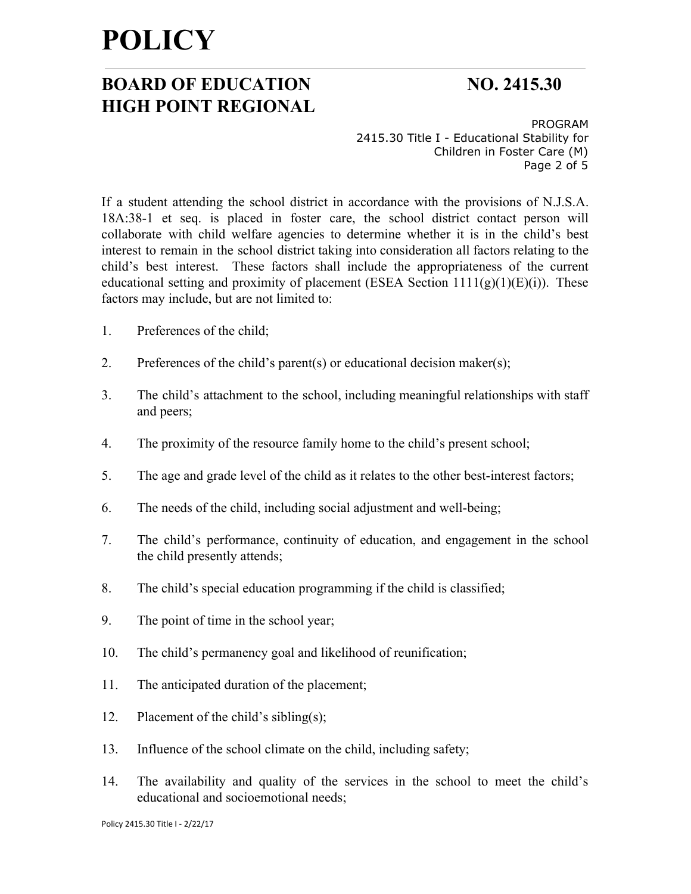If a student attending the school district in accordance with the provisions of N.J.S.A. 18A:38-1 et seq. is placed in foster care, the school district contact person will collaborate with child welfare agencies to determine whether it is in the child's best interest to remain in the school district taking into consideration all factors relating to the child's best interest. These factors shall include the appropriateness of the current educational setting and proximity of placement (ESEA Section 1111(g)(1)(E)(i)). These factors may include, but are not limited to:

1. Preferences of the child;
2. Preferences of the child's parent(s) or educational decision maker(s);
3. The child's attachment to the school, including meaningful relationships with staff and peers;
4. The proximity of the resource family home to the child's present school;
5. The age and grade level of the child as it relates to the other best-interest factors;
6. The needs of the child, including social adjustment and well-being;
7. The child's performance, continuity of education, and engagement in the school the child presently attends;
8. The child's special education programming if the child is classified;
9. The point of time in the school year;
10. The child's permanency goal and likelihood of reunification;
11. The anticipated duration of the placement;
12. Placement of the child's sibling(s);
13. Influence of the school climate on the child, including safety;
14. The availability and quality of the services in the school to meet the child's educational and socioemotional needs;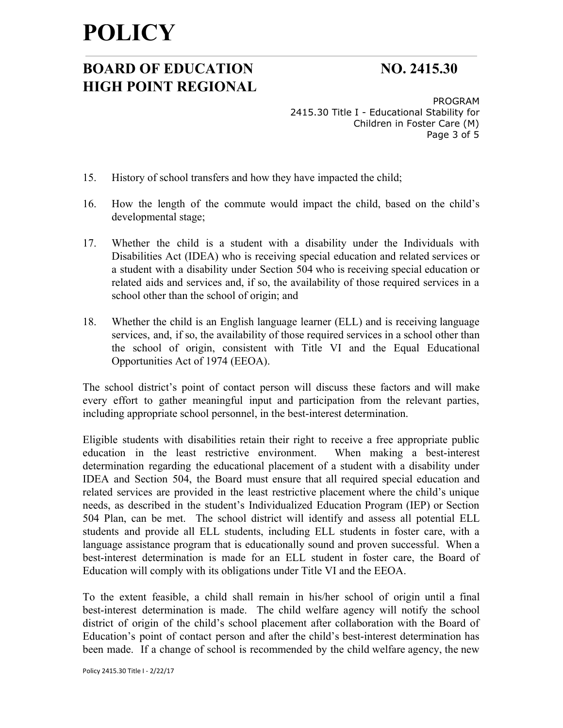15. History of school transfers and how they have impacted the child;

16. How the length of the commute would impact the child, based on the child's developmental stage;

17. Whether the child is a student with a disability under the Individuals with Disabilities Act (IDEA) who is receiving special education and related services or a student with a disability under Section 504 who is receiving special education or related aids and services and, if so, the availability of those required services in a school other than the school of origin; and

18. Whether the child is an English language learner (ELL) and is receiving language services, and, if so, the availability of those required services in a school other than the school of origin, consistent with Title VI and the Equal Educational Opportunities Act of 1974 (EEOA).

The school district's point of contact person will discuss these factors and will make every effort to gather meaningful input and participation from the relevant parties, including appropriate school personnel, in the best-interest determination.

Eligible students with disabilities retain their right to receive a free appropriate public education in the least restrictive environment. When making a best-interest determination regarding the educational placement of a student with a disability under IDEA and Section 504, the Board must ensure that all required special education and related services are provided in the least restrictive placement where the child's unique needs, as described in the student's Individualized Education Program (IEP) or Section 504 Plan, can be met. The school district will identify and assess all potential ELL students and provide all ELL students, including ELL students in foster care, with a language assistance program that is educationally sound and proven successful. When a best-interest determination is made for an ELL student in foster care, the Board of Education will comply with its obligations under Title VI and the EEOA.

To the extent feasible, a child shall remain in his/her school of origin until a final best-interest determination is made. The child welfare agency will notify the school district of origin of the child's school placement after collaboration with the Board of Education's point of contact person and after the child's best-interest determination has been made. If a change of school is recommended by the child welfare agency, the new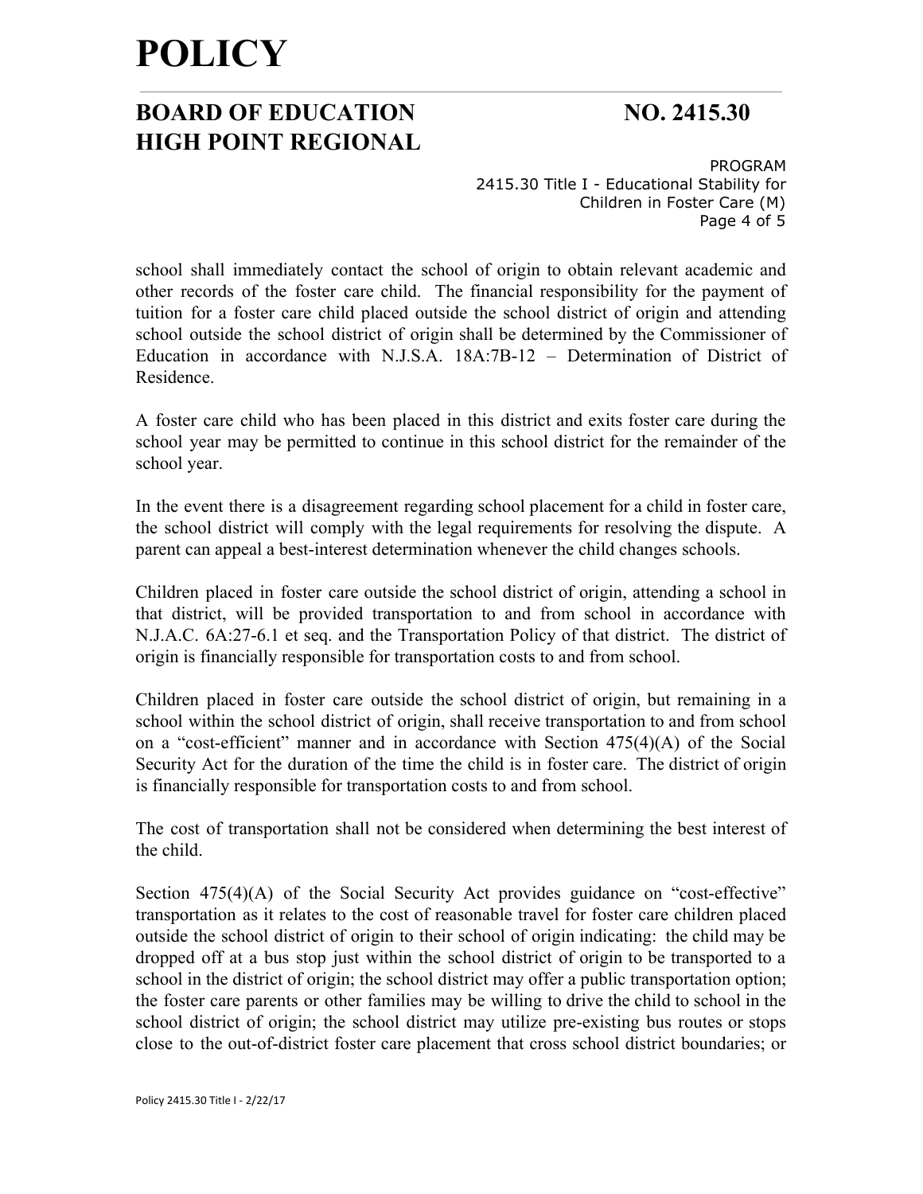school shall immediately contact the school of origin to obtain relevant academic and other records of the foster care child. The financial responsibility for the payment of tuition for a foster care child placed outside the school district of origin and attending school outside the school district of origin shall be determined by the Commissioner of Education in accordance with N.J.S.A. 18A:7B-12 – Determination of District of Residence.

A foster care child who has been placed in this district and exits foster care during the school year may be permitted to continue in this school district for the remainder of the school year.

In the event there is a disagreement regarding school placement for a child in foster care, the school district will comply with the legal requirements for resolving the dispute. A parent can appeal a best-interest determination whenever the child changes schools.

Children placed in foster care outside the school district of origin, attending a school in that district, will be provided transportation to and from school in accordance with N.J.A.C. 6A:27-6.1 et seq. and the Transportation Policy of that district. The district of origin is financially responsible for transportation costs to and from school.

Children placed in foster care outside the school district of origin, but remaining in a school within the school district of origin, shall receive transportation to and from school on a "cost-efficient" manner and in accordance with Section 475(4)(A) of the Social Security Act for the duration of the time the child is in foster care. The district of origin is financially responsible for transportation costs to and from school.

The cost of transportation shall not be considered when determining the best interest of the child.

Section 475(4)(A) of the Social Security Act provides guidance on "cost-effective" transportation as it relates to the cost of reasonable travel for foster care children placed outside the school district of origin to their school of origin indicating: the child may be dropped off at a bus stop just within the school district of origin to be transported to a school in the district of origin; the school district may offer a public transportation option; the foster care parents or other families may be willing to drive the child to school in the school district of origin; the school district may utilize pre-existing bus routes or stops close to the out-of-district foster care placement that cross school district boundaries; or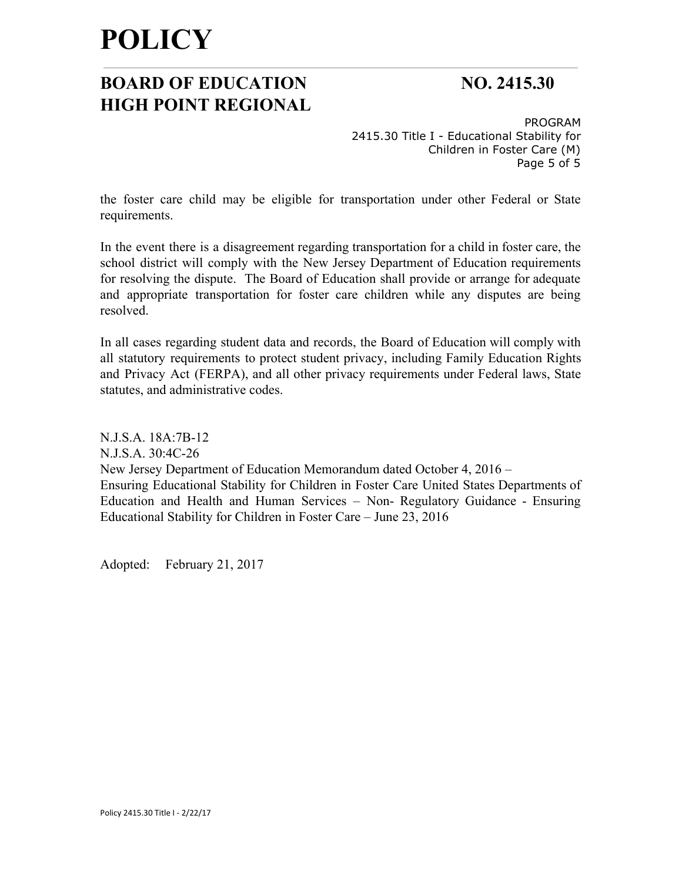the foster care child may be eligible for transportation under other Federal or State requirements.

In the event there is a disagreement regarding transportation for a child in foster care, the school district will comply with the New Jersey Department of Education requirements for resolving the dispute. The Board of Education shall provide or arrange for adequate and appropriate transportation for foster care children while any disputes are being resolved.

In all cases regarding student data and records, the Board of Education will comply with all statutory requirements to protect student privacy, including Family Education Rights and Privacy Act (FERPA), and all other privacy requirements under Federal laws, State statutes, and administrative codes.

N.J.S.A. 18A:7B-12
N.J.S.A. 30:4C-26
New Jersey Department of Education Memorandum dated October 4, 2016 –
Ensuring Educational Stability for Children in Foster Care United States Departments of Education and Health and Human Services – Non- Regulatory Guidance - Ensuring Educational Stability for Children in Foster Care – June 23, 2016

Adopted: February 21, 2017